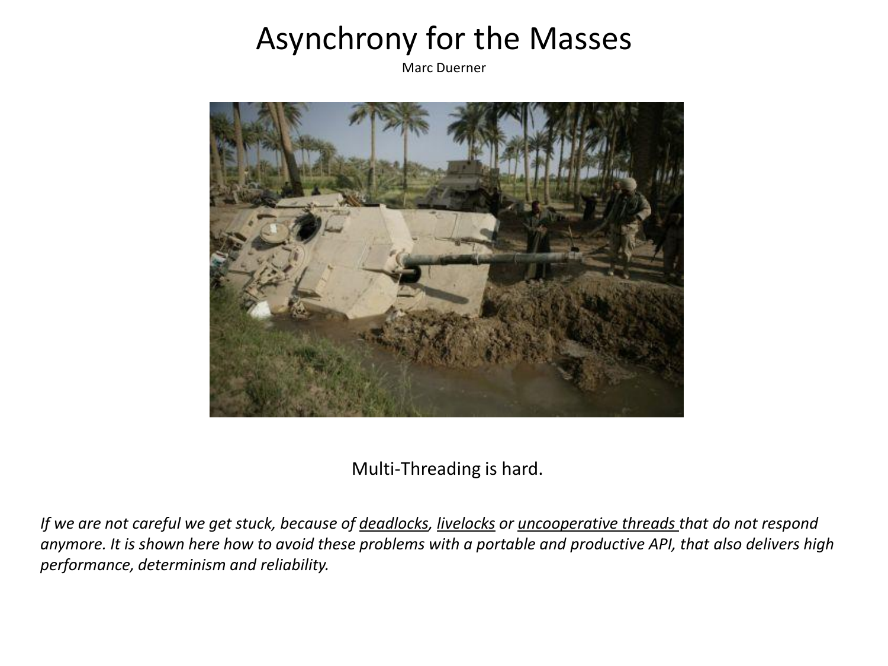# Asynchrony for the Masses

Marc Duerner

Multi-Threading is hard.

*If we are not careful we get stuck, because of deadlocks, livelocks or uncooperative threads that do not respond anymore. It is shown here how to avoid these problems with a portable and productive API, that also delivers high performance, determinism and reliability.*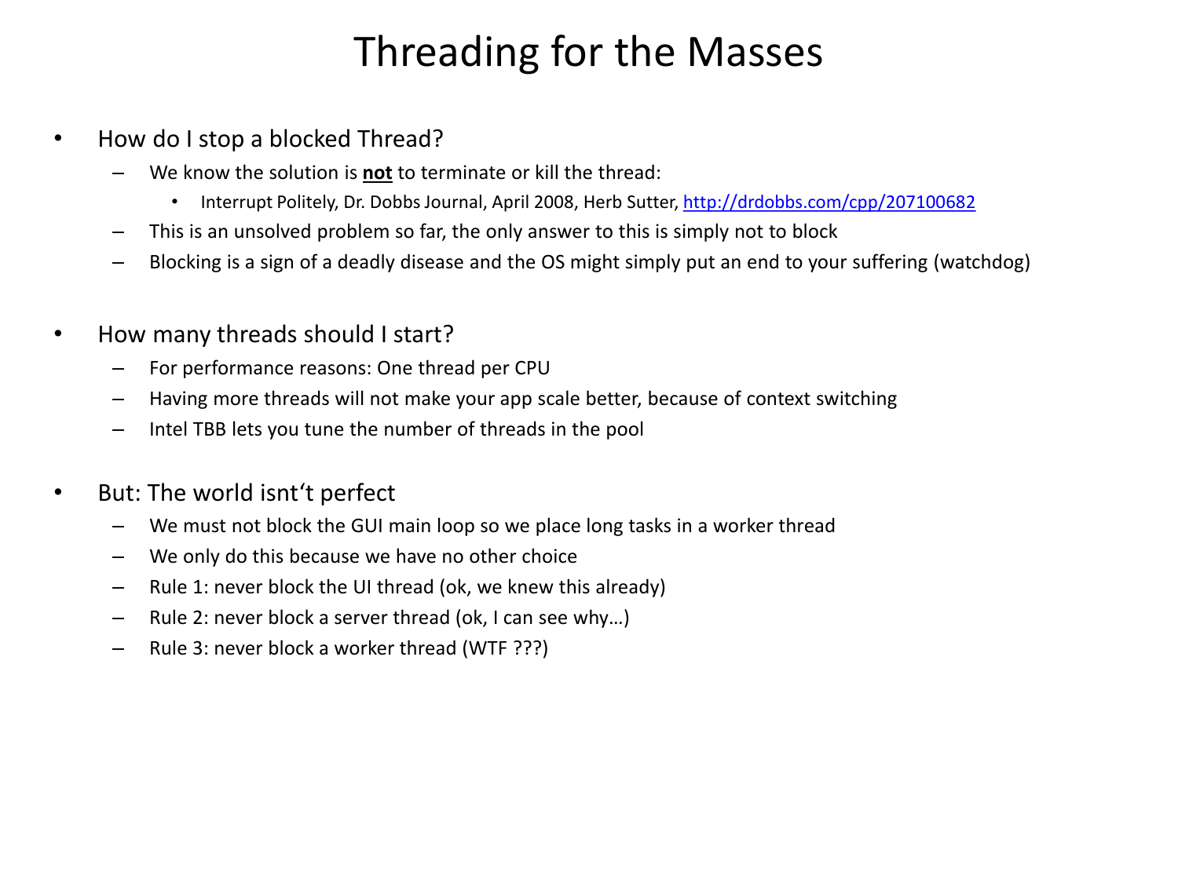# Threading for the Masses

- How do I stop a blocked Thread?
  - We know the solution is **not** to terminate or kill the thread:
    - Interrupt Politely, Dr. Dobbs Journal, April 2008, Herb Sutter, [http://drdobbs.com/cpp/207100682](http://drdobbs.com/cpp/207100682)
  - This is an unsolved problem so far, the only answer to this is simply not to block
  - Blocking is a sign of a deadly disease and the OS might simply put an end to your suffering (watchdog)

- How many threads should I start?
  - For performance reasons: One thread per CPU
  - Having more threads will not make your app scale better, because of context switching
  - Intel TBB lets you tune the number of threads in the pool

- But: The world isn‘t perfect
  - We must not block the GUI main loop so we place long tasks in a worker thread
  - We only do this because we have no other choice
  - Rule 1: never block the UI thread (ok, we knew this already)
  - Rule 2: never block a server thread (ok, I can see why…)
  - Rule 3: never block a worker thread (WTF ???)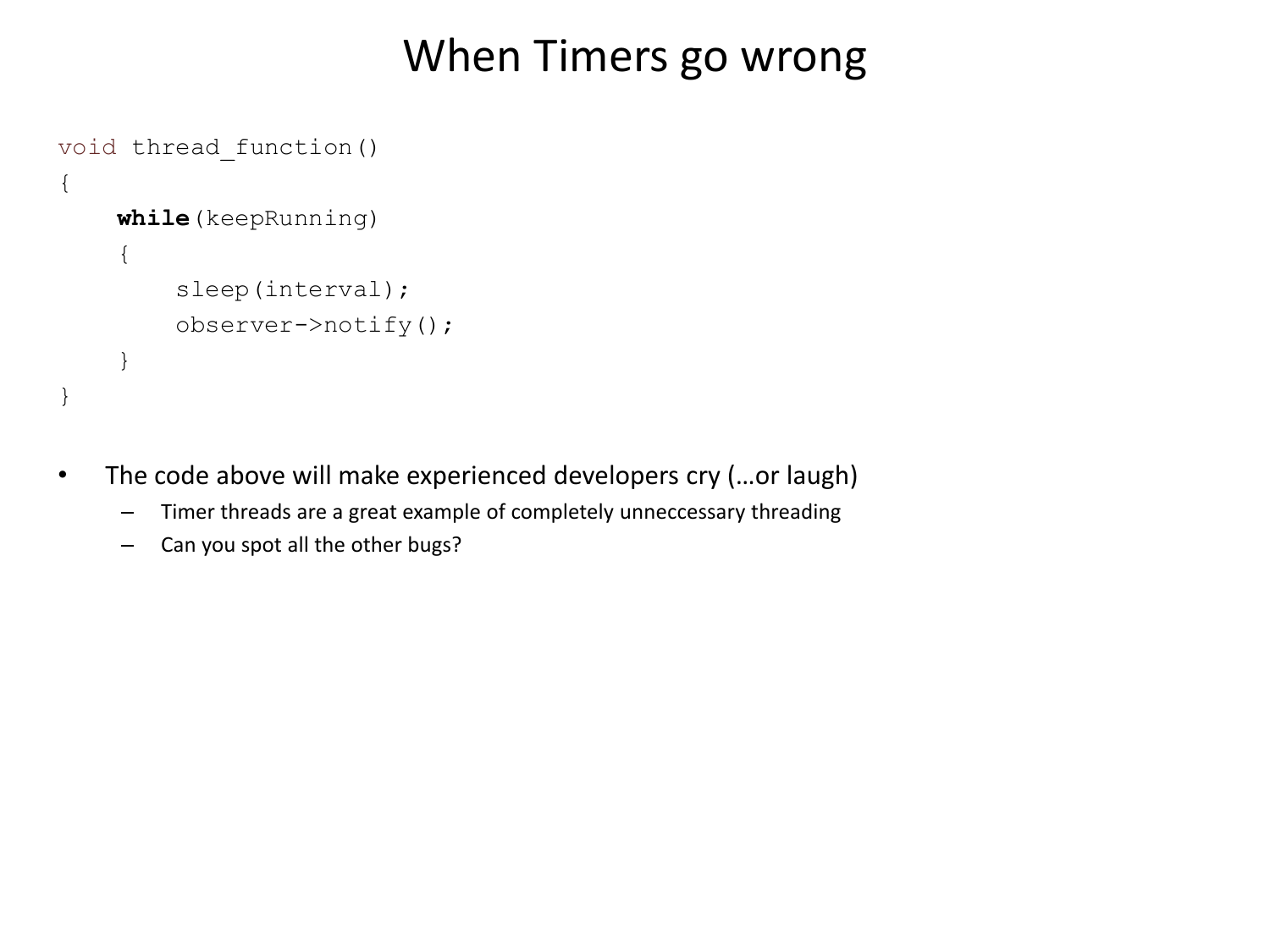# When Timers go wrong

```
void thread_function()
{
    while(keepRunning)
    {
        sleep(interval);
        observer->notify();
    }
}
```

- The code above will make experienced developers cry (…or laugh)
  - Timer threads are a great example of completely unneccessary threading
  - Can you spot all the other bugs?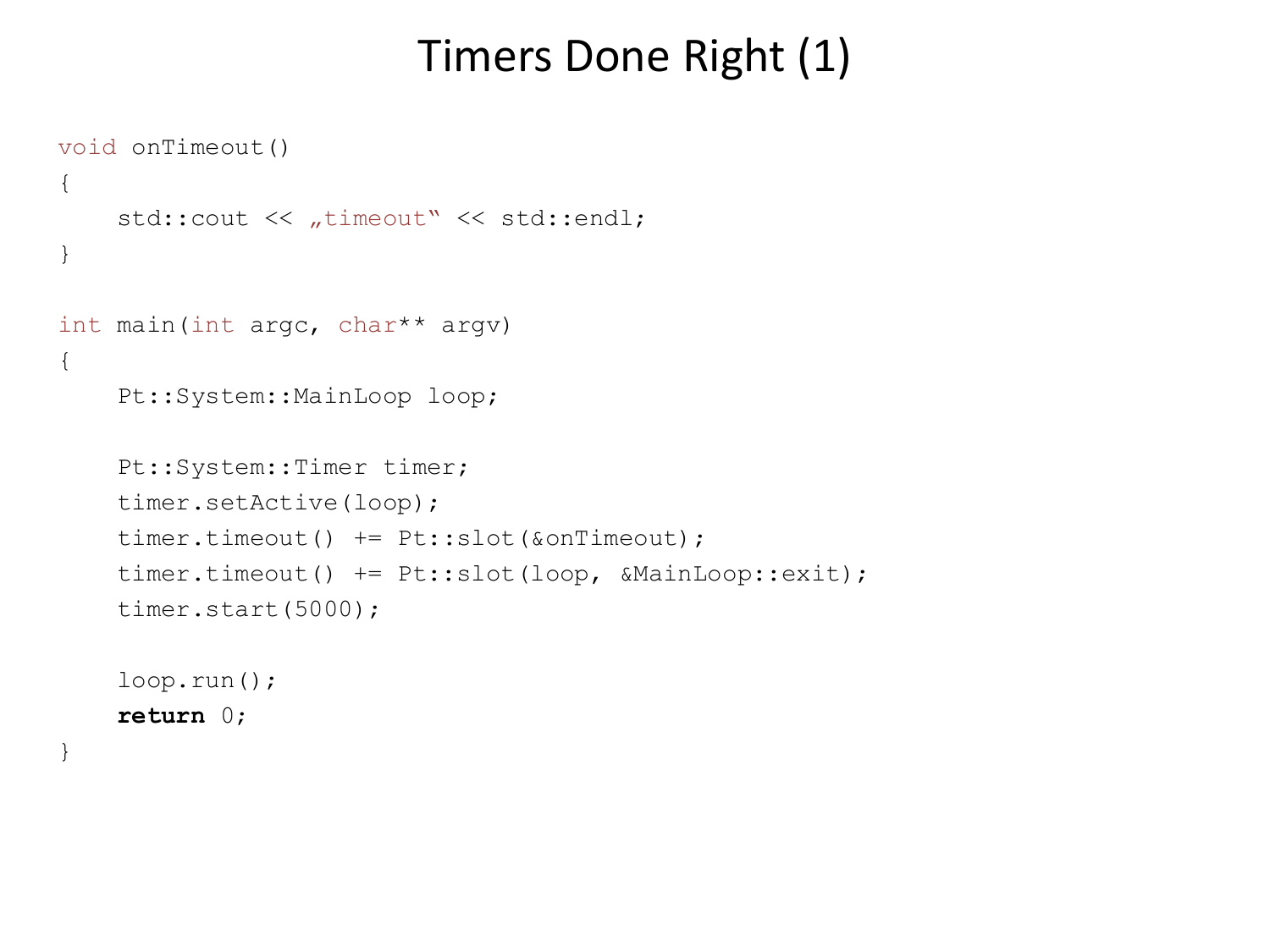# Timers Done Right (1)

```
void onTimeout()
{
    std::cout << „timeout“ << std::endl;
}

int main(int argc, char** argv)
{
    Pt::System::MainLoop loop;

    Pt::System::Timer timer;
    timer.setActive(loop);
    timer.timeout() += Pt::slot(&onTimeout);
    timer.timeout() += Pt::slot(loop, &MainLoop::exit);
    timer.start(5000);

    loop.run();
    return 0;
}
```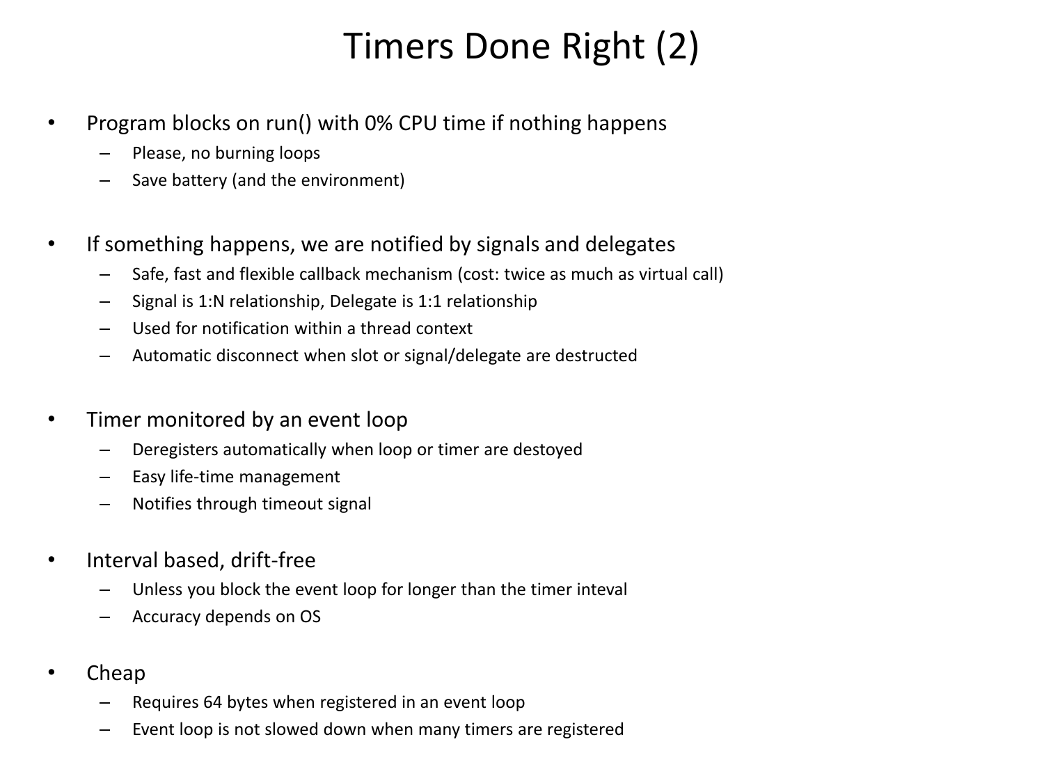# Timers Done Right (2)

- Program blocks on run() with 0% CPU time if nothing happens
  - Please, no burning loops
  - Save battery (and the environment)

- If something happens, we are notified by signals and delegates
  - Safe, fast and flexible callback mechanism (cost: twice as much as virtual call)
  - Signal is 1:N relationship, Delegate is 1:1 relationship
  - Used for notification within a thread context
  - Automatic disconnect when slot or signal/delegate are destructed

- Timer monitored by an event loop
  - Deregisters automatically when loop or timer are destoyed
  - Easy life-time management
  - Notifies through timeout signal

- Interval based, drift-free
  - Unless you block the event loop for longer than the timer inteval
  - Accuracy depends on OS

- Cheap
  - Requires 64 bytes when registered in an event loop
  - Event loop is not slowed down when many timers are registered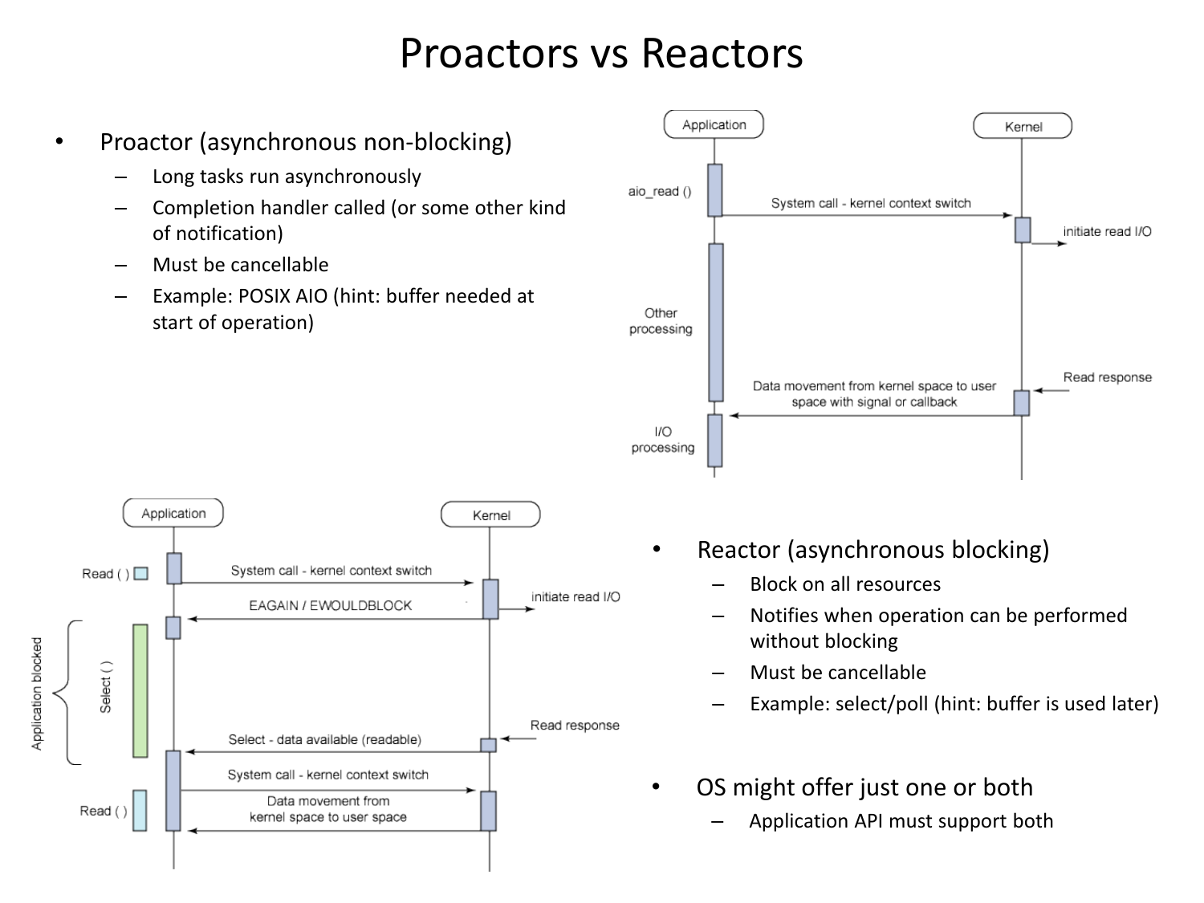# Proactors vs Reactors

- Proactor (asynchronous non-blocking)
  - Long tasks run asynchronously
  - Completion handler called (or some other kind of notification)
  - Must be cancellable
  - Example: POSIX AIO (hint: buffer needed at start of operation)

- Reactor (asynchronous blocking)
  - Block on all resources
  - Notifies when operation can be performed without blocking
  - Must be cancellable
  - Example: select/poll (hint: buffer is used later)

- OS might offer just one or both
  - Application API must support both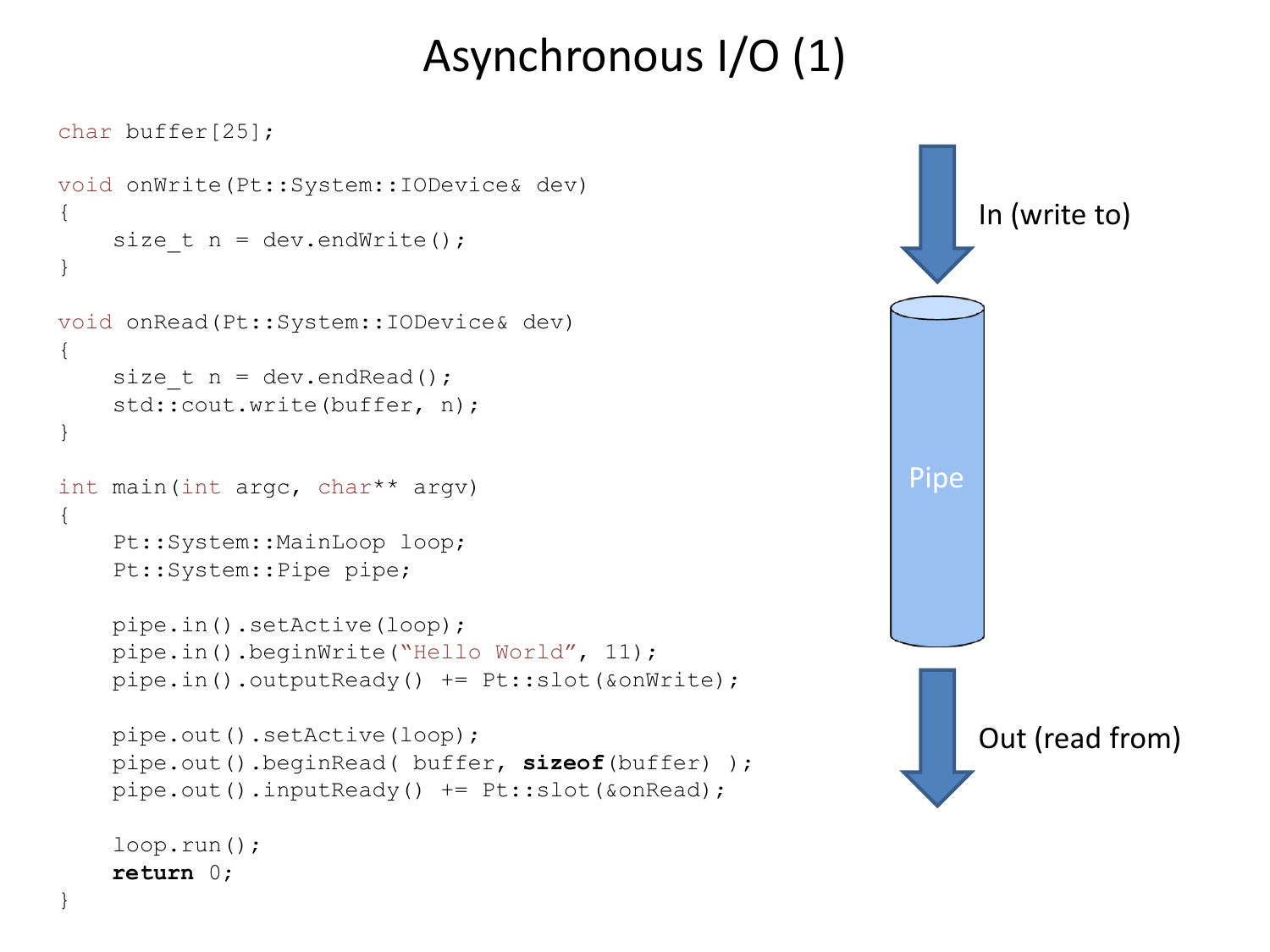# Asynchronous I/O (1)

```
char buffer[25];

void onWrite(Pt::System::IODevice& dev)
{
    size_t n = dev.endWrite();
}

void onRead(Pt::System::IODevice& dev)
{
    size_t n = dev.endRead();
    std::cout.write(buffer, n);
}

int main(int argc, char** argv)
{
    Pt::System::MainLoop loop;
    Pt::System::Pipe pipe;

    pipe.in().setActive(loop);
    pipe.in().beginWrite("Hello World", 11);
    pipe.in().outputReady() += Pt::slot(&onWrite);

    pipe.out().setActive(loop);
    pipe.out().beginRead( buffer, sizeof(buffer) );
    pipe.out().inputReady() += Pt::slot(&onRead);

    loop.run();
    return 0;
}
```

In (write to)

Pipe

Out (read from)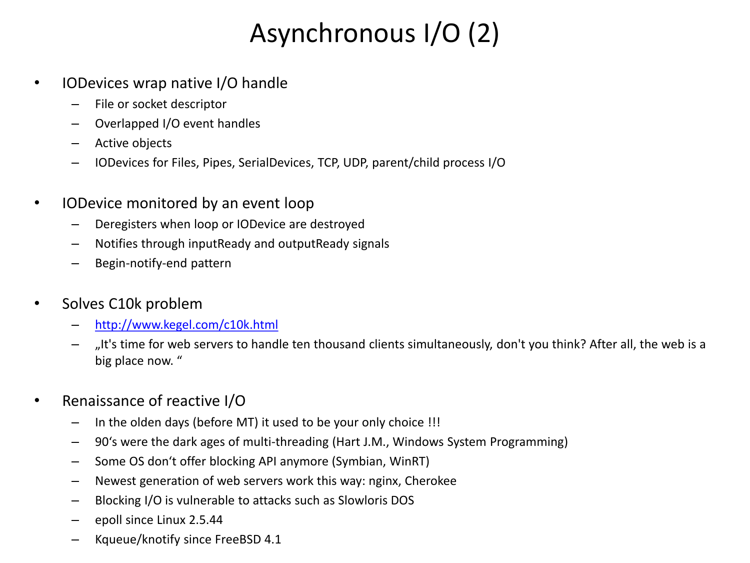# Asynchronous I/O (2)

- IODevices wrap native I/O handle
  - File or socket descriptor
  - Overlapped I/O event handles
  - Active objects
  - IODevices for Files, Pipes, SerialDevices, TCP, UDP, parent/child process I/O
- IODevice monitored by an event loop
  - Deregisters when loop or IODevice are destroyed
  - Notifies through inputReady and outputReady signals
  - Begin-notify-end pattern
- Solves C10k problem
  - http://www.kegel.com/c10k.html
  - „It's time for web servers to handle ten thousand clients simultaneously, don't you think? After all, the web is a big place now. "
- Renaissance of reactive I/O
  - In the olden days (before MT) it used to be your only choice !!!
  - 90's were the dark ages of multi-threading (Hart J.M., Windows System Programming)
  - Some OS don't offer blocking API anymore (Symbian, WinRT)
  - Newest generation of web servers work this way: nginx, Cherokee
  - Blocking I/O is vulnerable to attacks such as Slowloris DOS
  - epoll since Linux 2.5.44
  - Kqueue/knotify since FreeBSD 4.1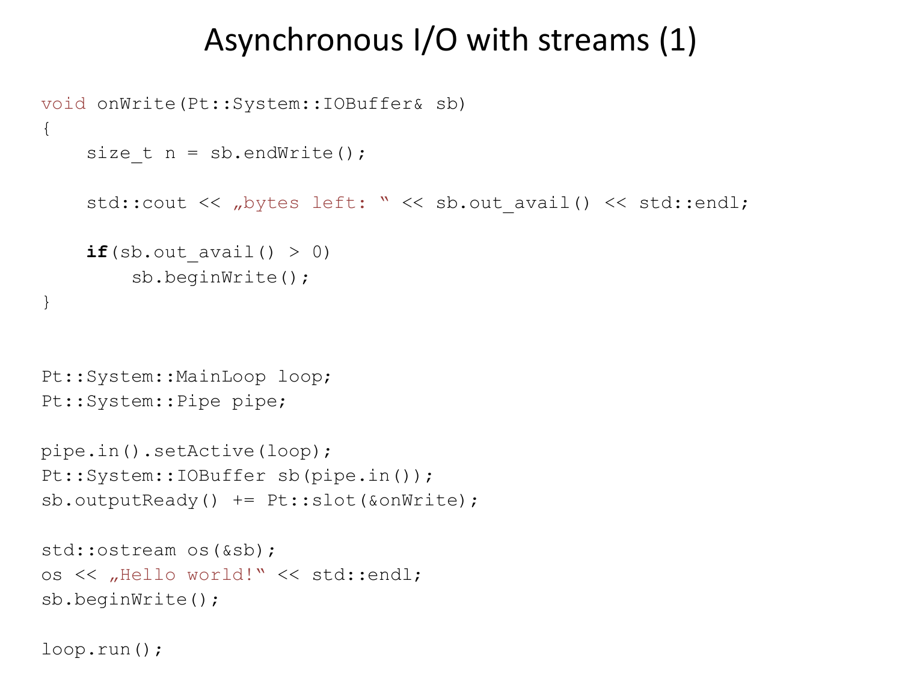# Asynchronous I/O with streams (1)

```
void onWrite(Pt::System::IOBuffer& sb)
{
    size_t n = sb.endWrite();

    std::cout << „bytes left: " << sb.out_avail() << std::endl;

    if(sb.out_avail() > 0)
        sb.beginWrite();
}


Pt::System::MainLoop loop;
Pt::System::Pipe pipe;

pipe.in().setActive(loop);
Pt::System::IOBuffer sb(pipe.in());
sb.outputReady() += Pt::slot(&onWrite);

std::ostream os(&sb);
os << „Hello world!" << std::endl;
sb.beginWrite();

loop.run();
```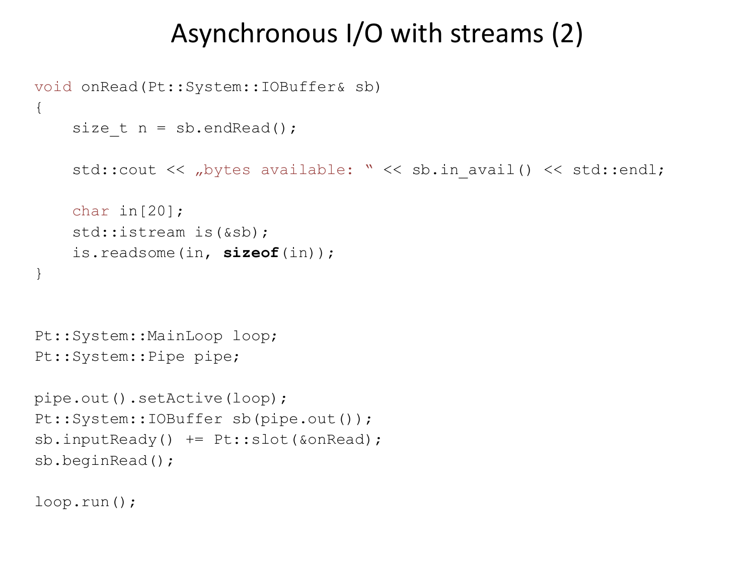# Asynchronous I/O with streams (2)

```
void onRead(Pt::System::IOBuffer& sb)
{
    size_t n = sb.endRead();

    std::cout << „bytes available: “ << sb.in_avail() << std::endl;

    char in[20];
    std::istream is(&sb);
    is.readsome(in, sizeof(in));
}


Pt::System::MainLoop loop;
Pt::System::Pipe pipe;

pipe.out().setActive(loop);
Pt::System::IOBuffer sb(pipe.out());
sb.inputReady() += Pt::slot(&onRead);
sb.beginRead();

loop.run();
```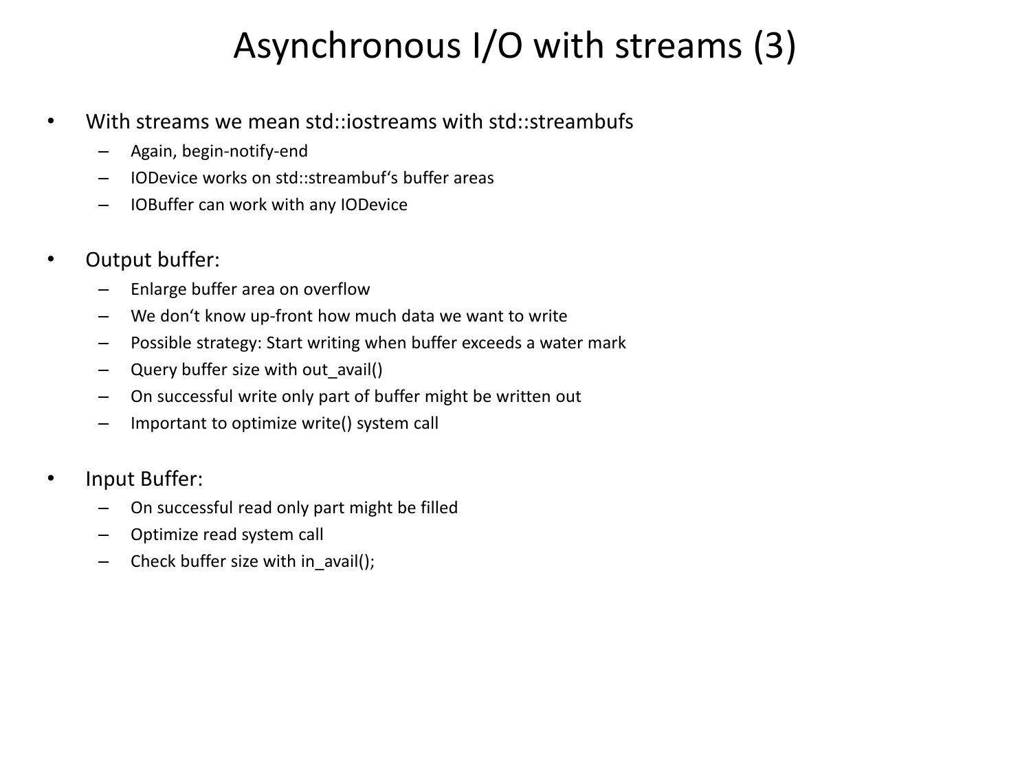# Asynchronous I/O with streams (3)

- With streams we mean std::iostreams with std::streambufs
  - Again, begin-notify-end
  - IODevice works on std::streambuf's buffer areas
  - IOBuffer can work with any IODevice

- Output buffer:
  - Enlarge buffer area on overflow
  - We don't know up-front how much data we want to write
  - Possible strategy: Start writing when buffer exceeds a water mark
  - Query buffer size with out_avail()
  - On successful write only part of buffer might be written out
  - Important to optimize write() system call

- Input Buffer:
  - On successful read only part might be filled
  - Optimize read system call
  - Check buffer size with in_avail();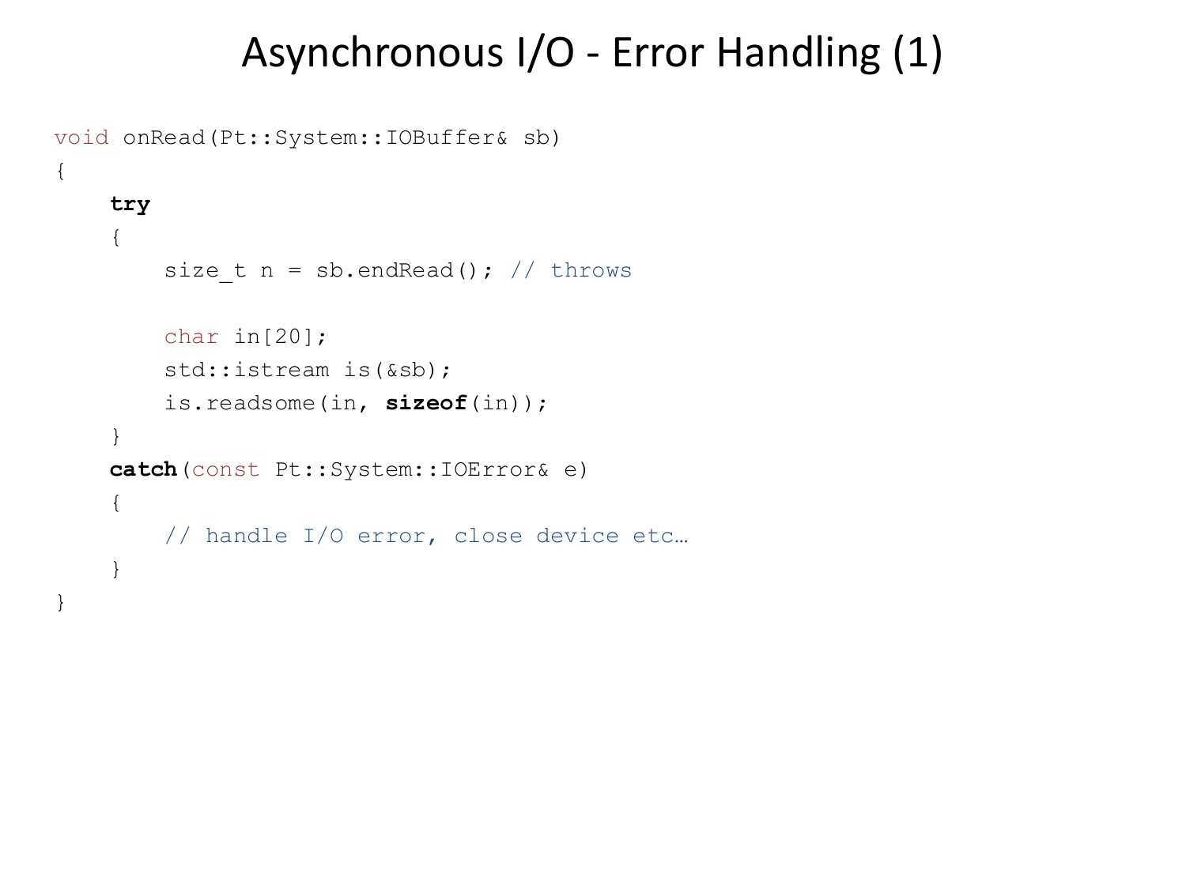# Asynchronous I/O - Error Handling (1)

```
void onRead(Pt::System::IOBuffer& sb)
{
    try
    {
        size_t n = sb.endRead(); // throws

        char in[20];
        std::istream is(&sb);
        is.readsome(in, sizeof(in));
    }
    catch(const Pt::System::IOError& e)
    {
        // handle I/O error, close device etc…
    }
}
```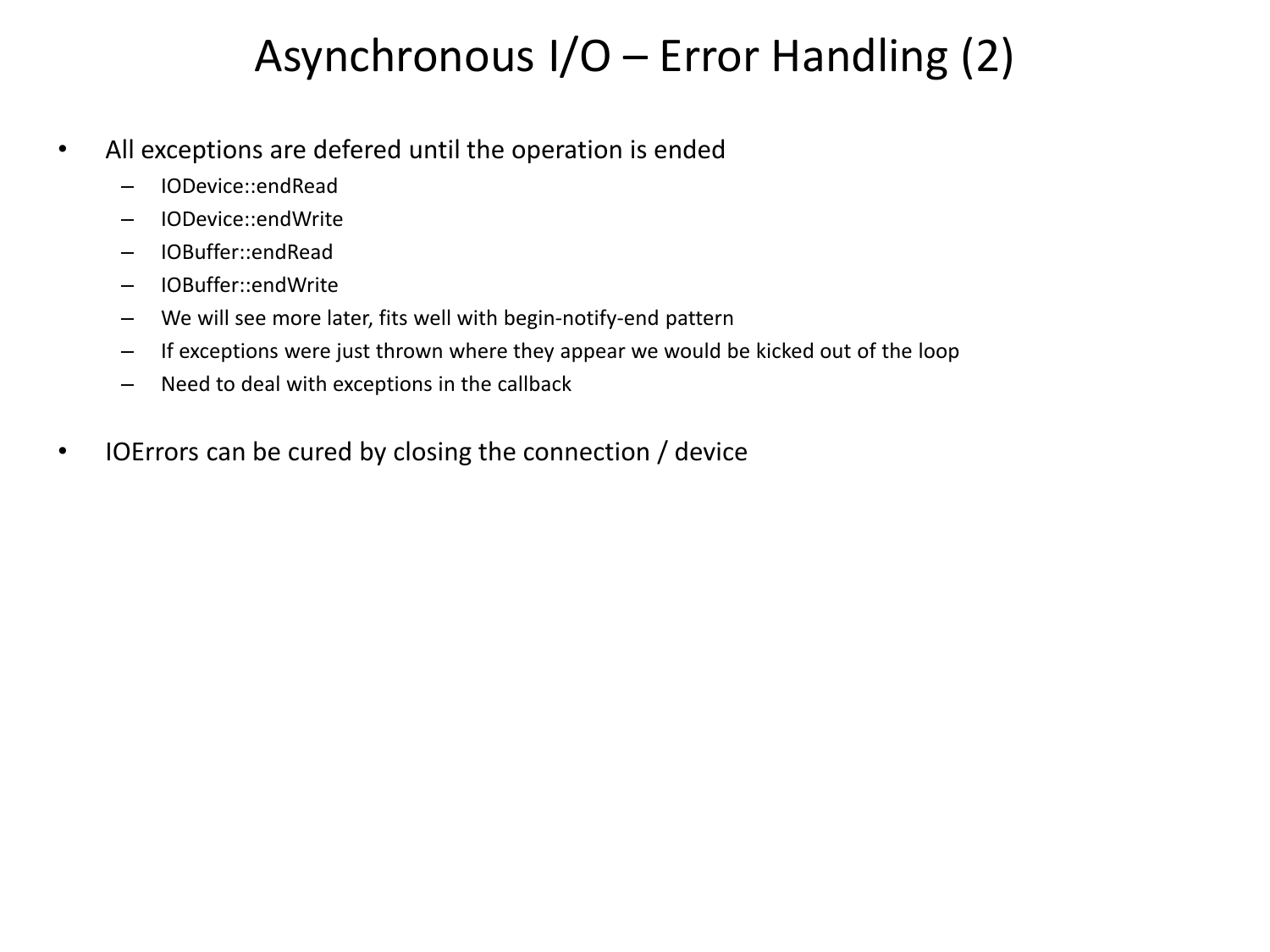# Asynchronous I/O – Error Handling (2)

- All exceptions are defered until the operation is ended
  - IODevice::endRead
  - IODevice::endWrite
  - IOBuffer::endRead
  - IOBuffer::endWrite
  - We will see more later, fits well with begin-notify-end pattern
  - If exceptions were just thrown where they appear we would be kicked out of the loop
  - Need to deal with exceptions in the callback
- IOErrors can be cured by closing the connection / device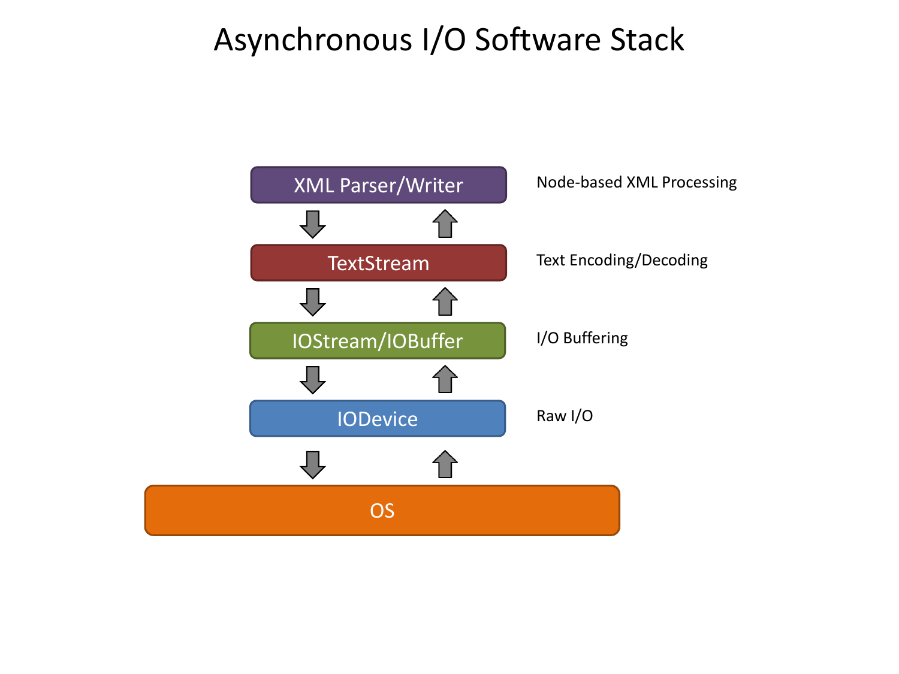# Asynchronous I/O Software Stack

| Layer | Role |
| --- | --- |
| XML Parser/Writer | Node-based XML Processing |
| TextStream | Text Encoding/Decoding |
| IOStream/IOBuffer | I/O Buffering |
| IODevice | Raw I/O |
| OS | |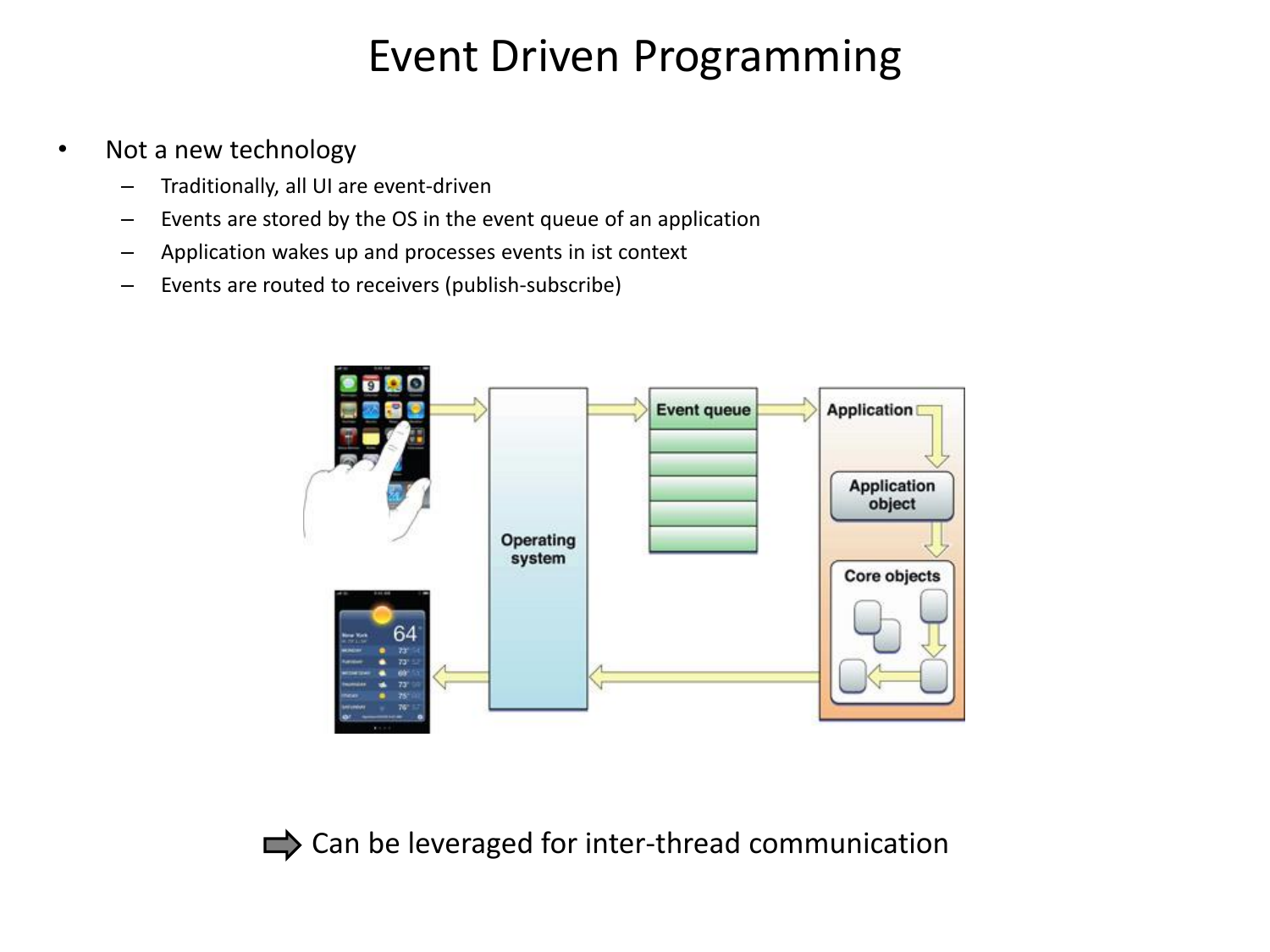# Event Driven Programming

- Not a new technology
  - Traditionally, all UI are event-driven
  - Events are stored by the OS in the event queue of an application
  - Application wakes up and processes events in ist context
  - Events are routed to receivers (publish-subscribe)

➡ Can be leveraged for inter-thread communication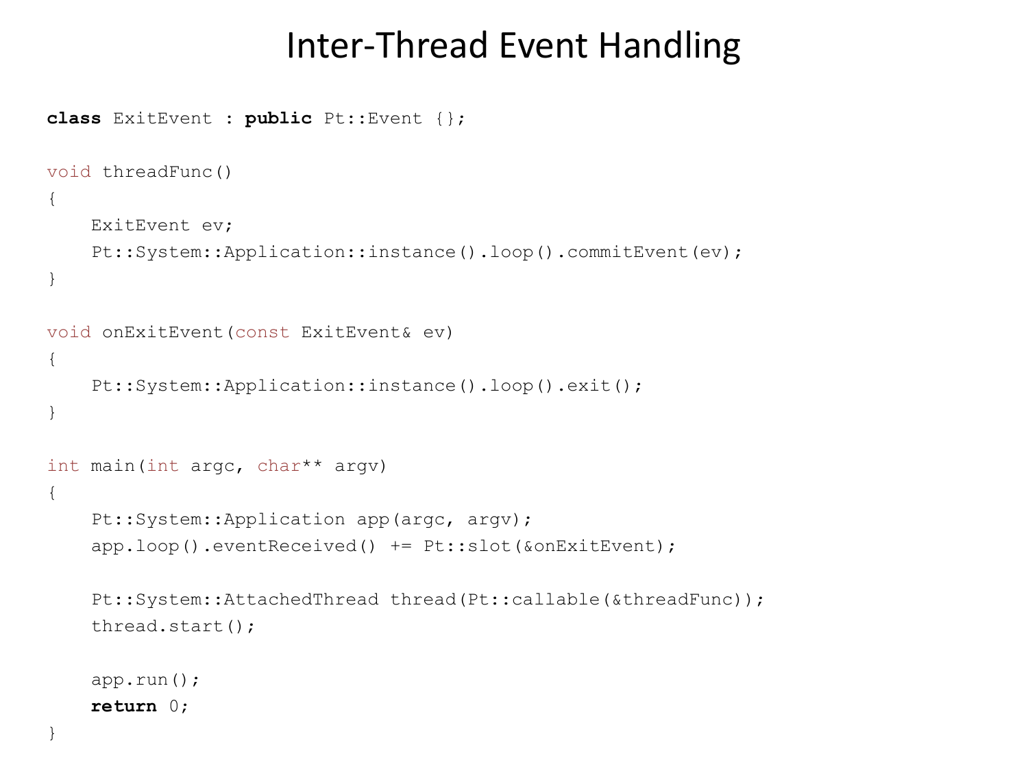# Inter-Thread Event Handling

```
class ExitEvent : public Pt::Event {};

void threadFunc()
{
    ExitEvent ev;
    Pt::System::Application::instance().loop().commitEvent(ev);
}

void onExitEvent(const ExitEvent& ev)
{
    Pt::System::Application::instance().loop().exit();
}

int main(int argc, char** argv)
{
    Pt::System::Application app(argc, argv);
    app.loop().eventReceived() += Pt::slot(&onExitEvent);

    Pt::System::AttachedThread thread(Pt::callable(&threadFunc));
    thread.start();

    app.run();
    return 0;
}
```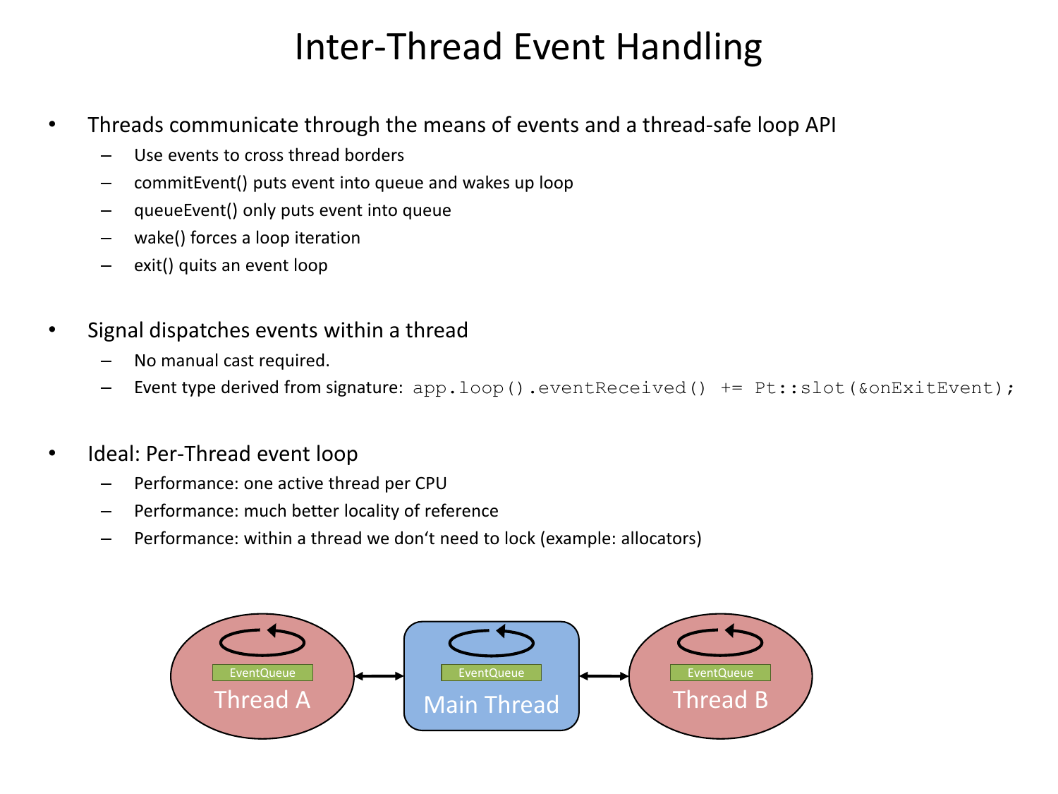# Inter-Thread Event Handling

- Threads communicate through the means of events and a thread-safe loop API
  - Use events to cross thread borders
  - commitEvent() puts event into queue and wakes up loop
  - queueEvent() only puts event into queue
  - wake() forces a loop iteration
  - exit() quits an event loop

- Signal dispatches events within a thread
  - No manual cast required.
  - Event type derived from signature: `app.loop().eventReceived() += Pt::slot(&onExitEvent);`

- Ideal: Per-Thread event loop
  - Performance: one active thread per CPU
  - Performance: much better locality of reference
  - Performance: within a thread we don‘t need to lock (example: allocators)

EventQueue
Thread A

EventQueue
Main Thread

EventQueue
Thread B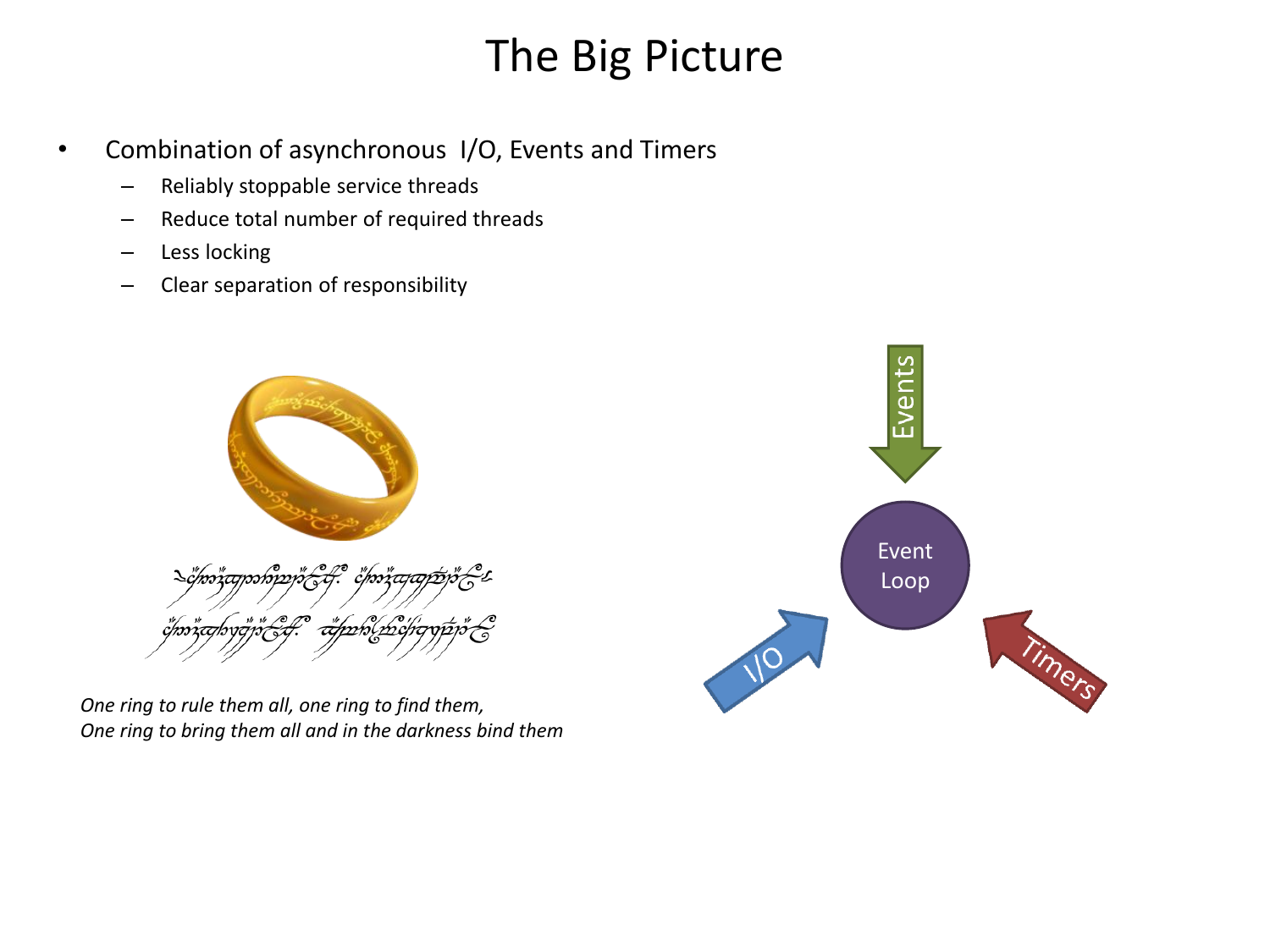# The Big Picture

- Combination of asynchronous I/O, Events and Timers
  - Reliably stoppable service threads
  - Reduce total number of required threads
  - Less locking
  - Clear separation of responsibility

*One ring to rule them all, one ring to find them,*
*One ring to bring them all and in the darkness bind them*

Events

Event Loop

I/O

Timers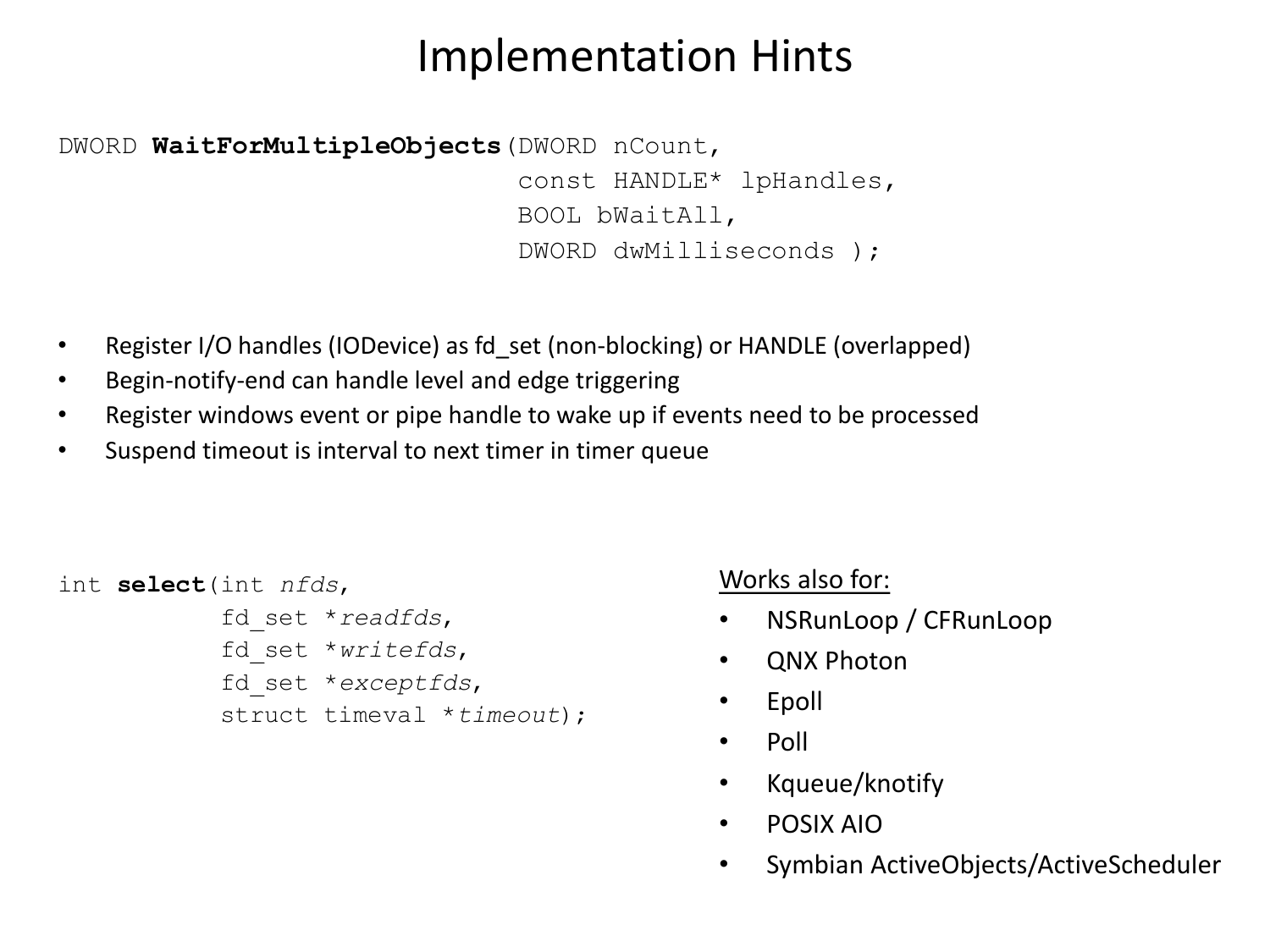# Implementation Hints

```
DWORD WaitForMultipleObjects(DWORD nCount,
                             const HANDLE* lpHandles,
                             BOOL bWaitAll,
                             DWORD dwMilliseconds );
```

- Register I/O handles (IODevice) as fd_set (non-blocking) or HANDLE (overlapped)
- Begin-notify-end can handle level and edge triggering
- Register windows event or pipe handle to wake up if events need to be processed
- Suspend timeout is interval to next timer in timer queue

```
int select(int nfds,
           fd_set *readfds,
           fd_set *writefds,
           fd_set *exceptfds,
           struct timeval *timeout);
```

Works also for:

- NSRunLoop / CFRunLoop
- QNX Photon
- Epoll
- Poll
- Kqueue/knotify
- POSIX AIO
- Symbian ActiveObjects/ActiveScheduler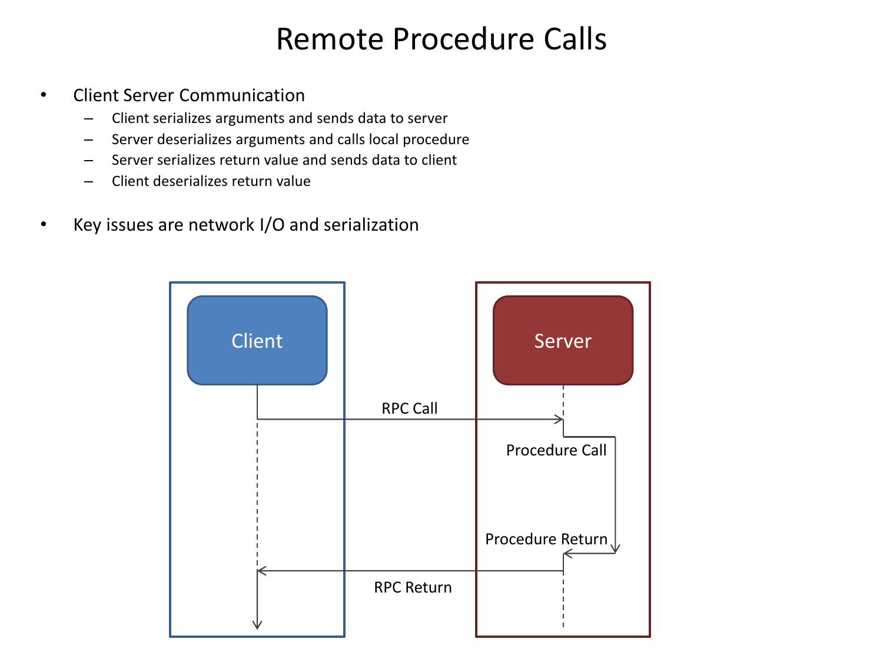# Remote Procedure Calls

- Client Server Communication
  - Client serializes arguments and sends data to server
  - Server deserializes arguments and calls local procedure
  - Server serializes return value and sends data to client
  - Client deserializes return value
- Key issues are network I/O and serialization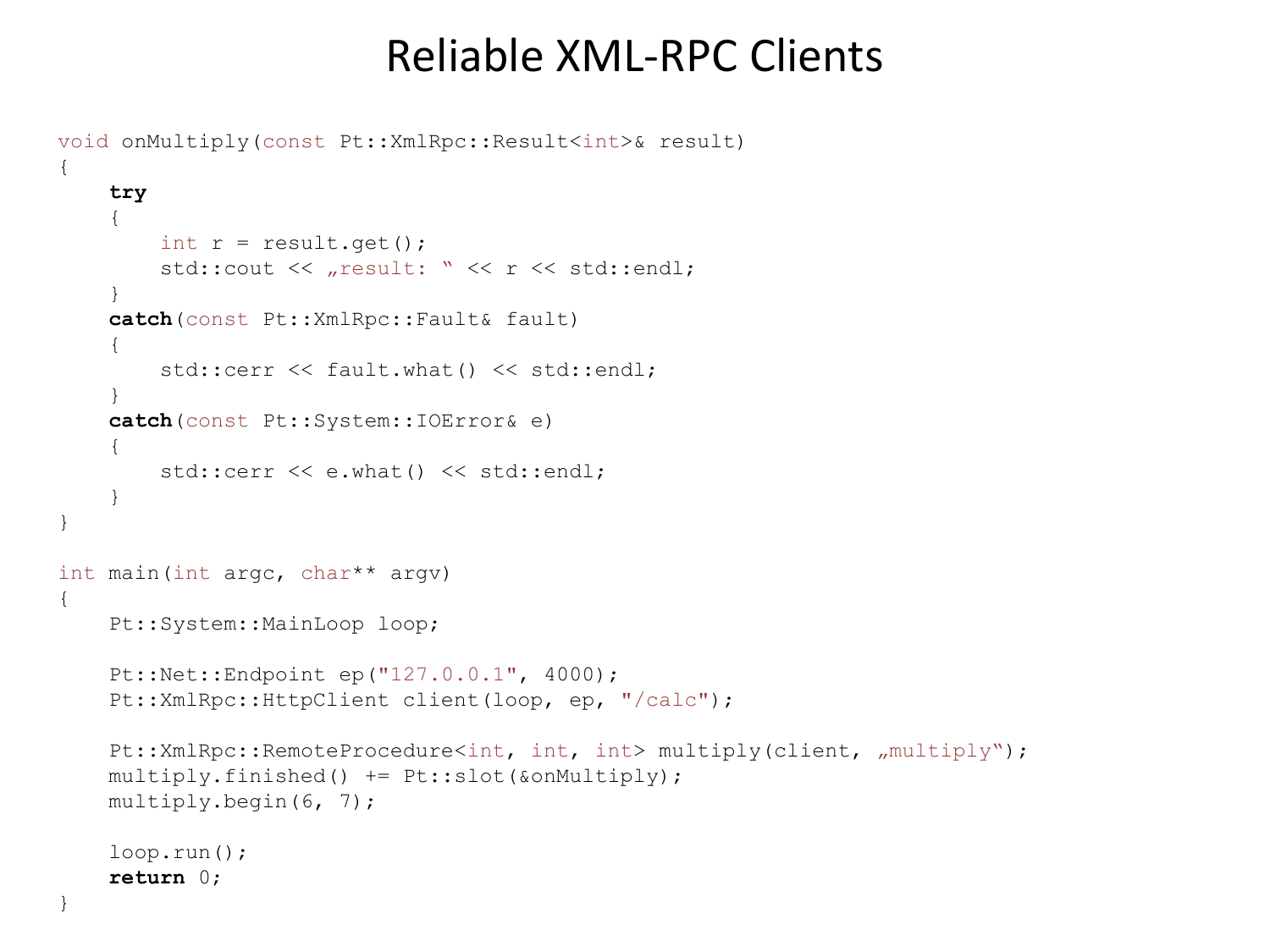# Reliable XML-RPC Clients

```
void onMultiply(const Pt::XmlRpc::Result<int>& result)
{
    try
    {
        int r = result.get();
        std::cout << „result: “ << r << std::endl;
    }
    catch(const Pt::XmlRpc::Fault& fault)
    {
        std::cerr << fault.what() << std::endl;
    }
    catch(const Pt::System::IOError& e)
    {
        std::cerr << e.what() << std::endl;
    }
}

int main(int argc, char** argv)
{
    Pt::System::MainLoop loop;

    Pt::Net::Endpoint ep("127.0.0.1", 4000);
    Pt::XmlRpc::HttpClient client(loop, ep, "/calc");

    Pt::XmlRpc::RemoteProcedure<int, int, int> multiply(client, „multiply“);
    multiply.finished() += Pt::slot(&onMultiply);
    multiply.begin(6, 7);

    loop.run();
    return 0;
}
```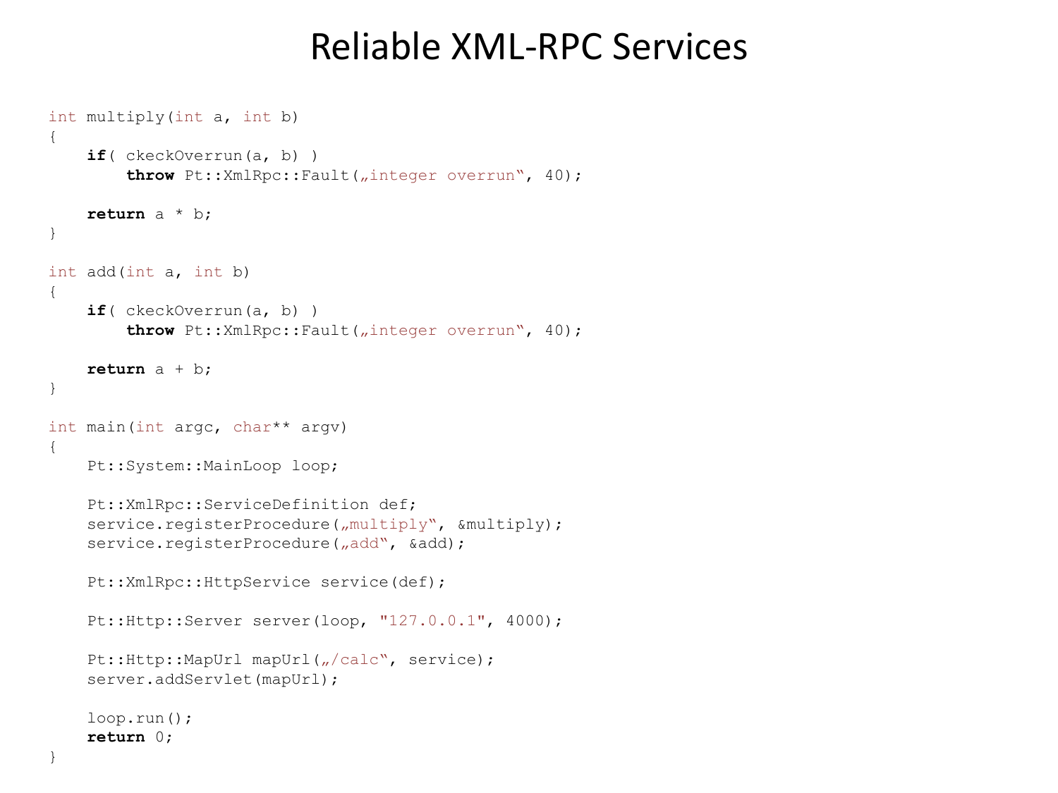# Reliable XML-RPC Services

```
int multiply(int a, int b)
{
    if( ckeckOverrun(a, b) )
        throw Pt::XmlRpc::Fault(„integer overrun“, 40);

    return a * b;
}

int add(int a, int b)
{
    if( ckeckOverrun(a, b) )
        throw Pt::XmlRpc::Fault(„integer overrun“, 40);

    return a + b;
}

int main(int argc, char** argv)
{
    Pt::System::MainLoop loop;

    Pt::XmlRpc::ServiceDefinition def;
    service.registerProcedure(„multiply“, &multiply);
    service.registerProcedure(„add“, &add);

    Pt::XmlRpc::HttpService service(def);

    Pt::Http::Server server(loop, "127.0.0.1", 4000);

    Pt::Http::MapUrl mapUrl(„/calc“, service);
    server.addServlet(mapUrl);

    loop.run();
    return 0;
}
```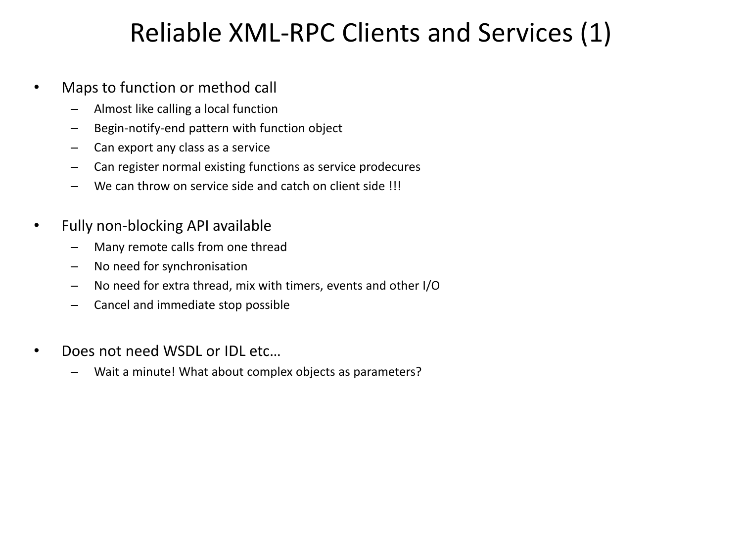# Reliable XML-RPC Clients and Services (1)

- Maps to function or method call
  - Almost like calling a local function
  - Begin-notify-end pattern with function object
  - Can export any class as a service
  - Can register normal existing functions as service prodecures
  - We can throw on service side and catch on client side !!!
- Fully non-blocking API available
  - Many remote calls from one thread
  - No need for synchronisation
  - No need for extra thread, mix with timers, events and other I/O
  - Cancel and immediate stop possible
- Does not need WSDL or IDL etc…
  - Wait a minute! What about complex objects as parameters?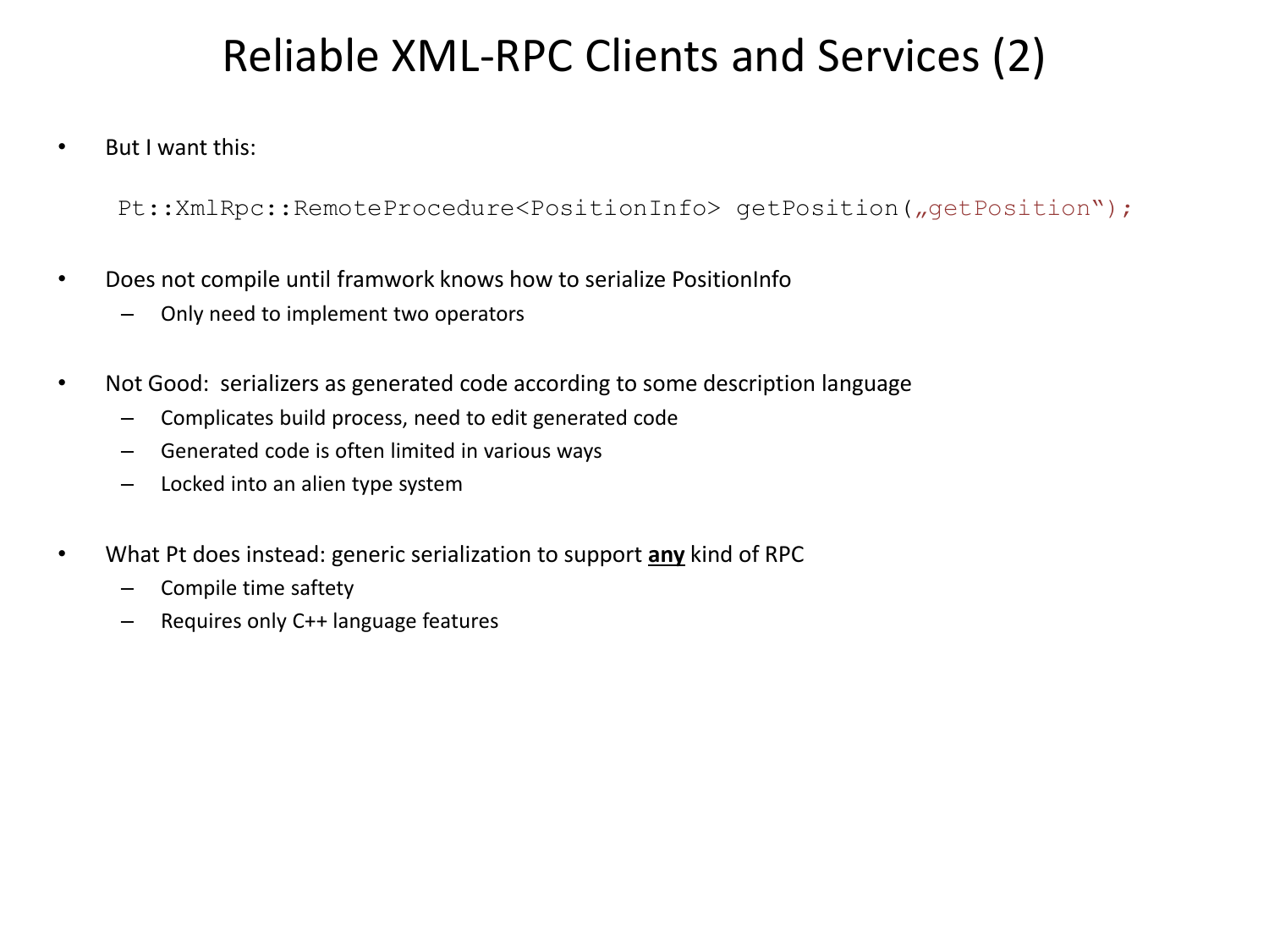# Reliable XML-RPC Clients and Services (2)

- But I want this:

```
Pt::XmlRpc::RemoteProcedure<PositionInfo> getPosition(„getPosition“);
```

- Does not compile until framwork knows how to serialize PositionInfo
  - Only need to implement two operators

- Not Good: serializers as generated code according to some description language
  - Complicates build process, need to edit generated code
  - Generated code is often limited in various ways
  - Locked into an alien type system

- What Pt does instead: generic serialization to support **any** kind of RPC
  - Compile time saftety
  - Requires only C++ language features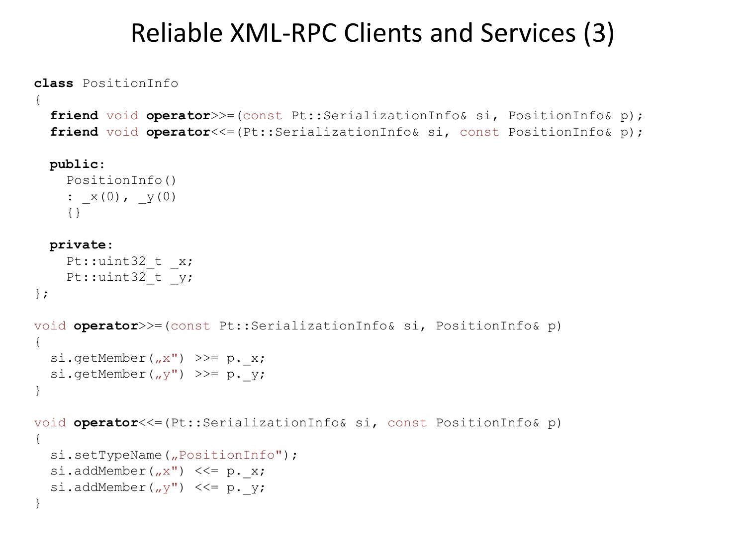# Reliable XML-RPC Clients and Services (3)

```
class PositionInfo
{
  friend void operator>>=(const Pt::SerializationInfo& si, PositionInfo& p);
  friend void operator<<=(Pt::SerializationInfo& si, const PositionInfo& p);

  public:
    PositionInfo()
    : _x(0), _y(0)
    {}

  private:
    Pt::uint32_t _x;
    Pt::uint32_t _y;
};

void operator>>=(const Pt::SerializationInfo& si, PositionInfo& p)
{
  si.getMember(„x") >>= p._x;
  si.getMember(„y") >>= p._y;
}

void operator<<=(Pt::SerializationInfo& si, const PositionInfo& p)
{
  si.setTypeName(„PositionInfo");
  si.addMember(„x") <<= p._x;
  si.addMember(„y") <<= p._y;
}
```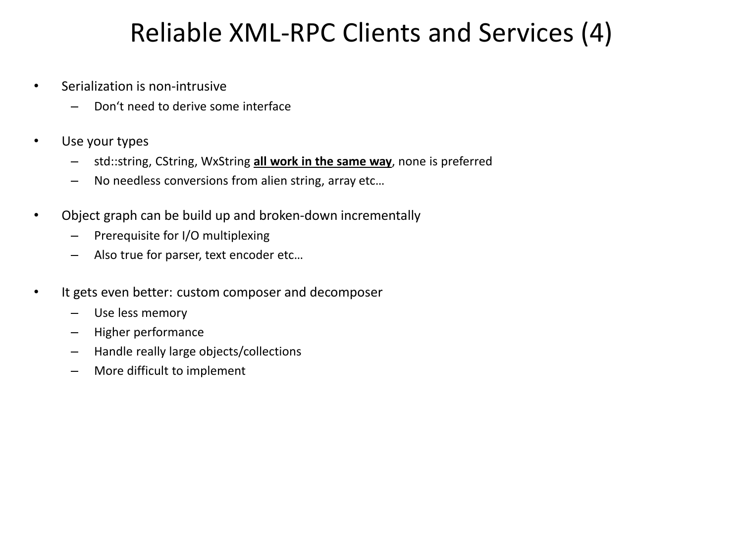# Reliable XML-RPC Clients and Services (4)

- Serialization is non-intrusive
  - Don‘t need to derive some interface
- Use your types
  - std::string, CString, WxString **<u>all work in the same way</u>**, none is preferred
  - No needless conversions from alien string, array etc…
- Object graph can be build up and broken-down incrementally
  - Prerequisite for I/O multiplexing
  - Also true for parser, text encoder etc…
- It gets even better: custom composer and decomposer
  - Use less memory
  - Higher performance
  - Handle really large objects/collections
  - More difficult to implement